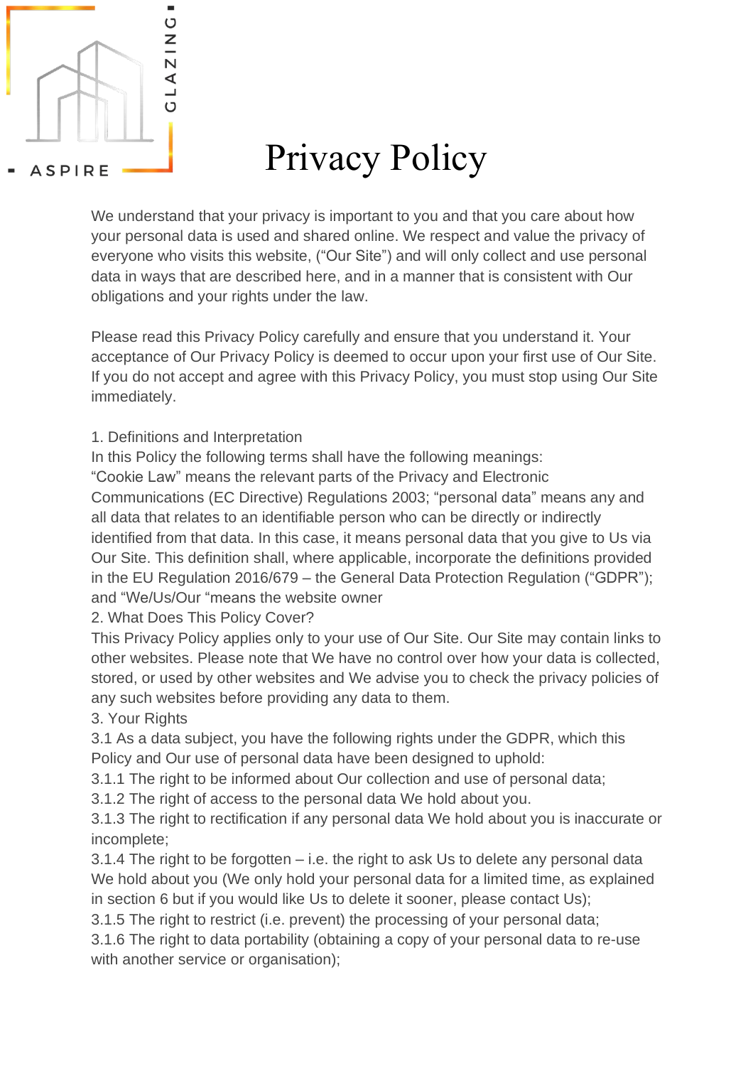# Privacy Policy

We understand that your privacy is important to you and that you care about how your personal data is used and shared online. We respect and value the privacy of everyone who visits this website, ("Our Site") and will only collect and use personal data in ways that are described here, and in a manner that is consistent with Our obligations and your rights under the law.

Please read this Privacy Policy carefully and ensure that you understand it. Your acceptance of Our Privacy Policy is deemed to occur upon your first use of Our Site. If you do not accept and agree with this Privacy Policy, you must stop using Our Site immediately.

1. Definitions and Interpretation

In this Policy the following terms shall have the following meanings:

"Cookie Law" means the relevant parts of the Privacy and Electronic Communications (EC Directive) Regulations 2003; "personal data" means any and all data that relates to an identifiable person who can be directly or indirectly identified from that data. In this case, it means personal data that you give to Us via Our Site. This definition shall, where applicable, incorporate the definitions provided in the EU Regulation 2016/679 – the General Data Protection Regulation ("GDPR"); and "We/Us/Our "means the website owner

2. What Does This Policy Cover?

This Privacy Policy applies only to your use of Our Site. Our Site may contain links to other websites. Please note that We have no control over how your data is collected, stored, or used by other websites and We advise you to check the privacy policies of any such websites before providing any data to them.

3. Your Rights

3.1 As a data subject, you have the following rights under the GDPR, which this Policy and Our use of personal data have been designed to uphold:

3.1.1 The right to be informed about Our collection and use of personal data;

3.1.2 The right of access to the personal data We hold about you.

3.1.3 The right to rectification if any personal data We hold about you is inaccurate or incomplete;

3.1.4 The right to be forgotten – i.e. the right to ask Us to delete any personal data We hold about you (We only hold your personal data for a limited time, as explained in section 6 but if you would like Us to delete it sooner, please contact Us);

3.1.5 The right to restrict (i.e. prevent) the processing of your personal data;

3.1.6 The right to data portability (obtaining a copy of your personal data to re-use with another service or organisation);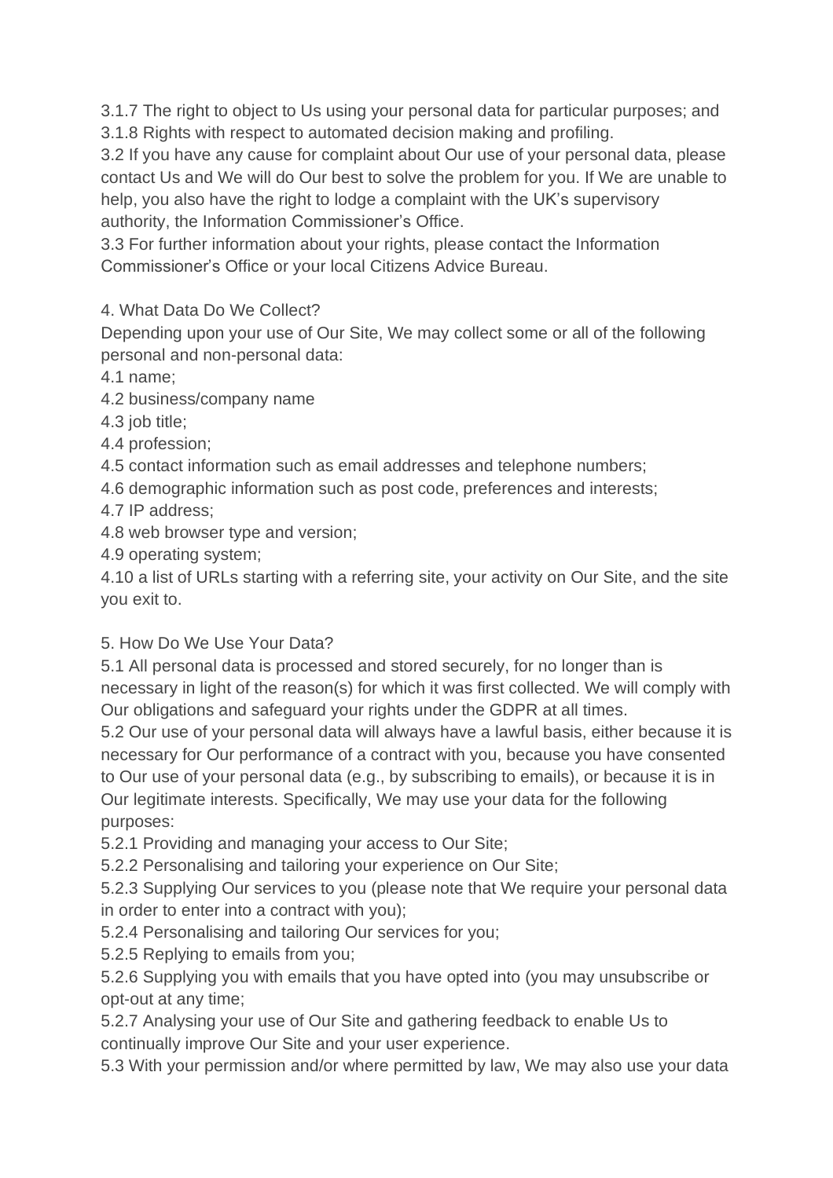3.1.7 The right to object to Us using your personal data for particular purposes; and
3.1.8 Rights with respect to automated decision making and profiling.
3.2 If you have any cause for complaint about Our use of your personal data, please contact Us and We will do Our best to solve the problem for you. If We are unable to help, you also have the right to lodge a complaint with the UK's supervisory authority, the Information Commissioner's Office.
3.3 For further information about your rights, please contact the Information Commissioner's Office or your local Citizens Advice Bureau.

4. What Data Do We Collect?
Depending upon your use of Our Site, We may collect some or all of the following personal and non-personal data:
4.1 name;
4.2 business/company name
4.3 job title;
4.4 profession;
4.5 contact information such as email addresses and telephone numbers;
4.6 demographic information such as post code, preferences and interests;
4.7 IP address;
4.8 web browser type and version;
4.9 operating system;
4.10 a list of URLs starting with a referring site, your activity on Our Site, and the site you exit to.

5. How Do We Use Your Data?
5.1 All personal data is processed and stored securely, for no longer than is necessary in light of the reason(s) for which it was first collected. We will comply with Our obligations and safeguard your rights under the GDPR at all times.
5.2 Our use of your personal data will always have a lawful basis, either because it is necessary for Our performance of a contract with you, because you have consented to Our use of your personal data (e.g., by subscribing to emails), or because it is in Our legitimate interests. Specifically, We may use your data for the following purposes:
5.2.1 Providing and managing your access to Our Site;
5.2.2 Personalising and tailoring your experience on Our Site;
5.2.3 Supplying Our services to you (please note that We require your personal data in order to enter into a contract with you);
5.2.4 Personalising and tailoring Our services for you;
5.2.5 Replying to emails from you;
5.2.6 Supplying you with emails that you have opted into (you may unsubscribe or opt-out at any time;
5.2.7 Analysing your use of Our Site and gathering feedback to enable Us to continually improve Our Site and your user experience.
5.3 With your permission and/or where permitted by law, We may also use your data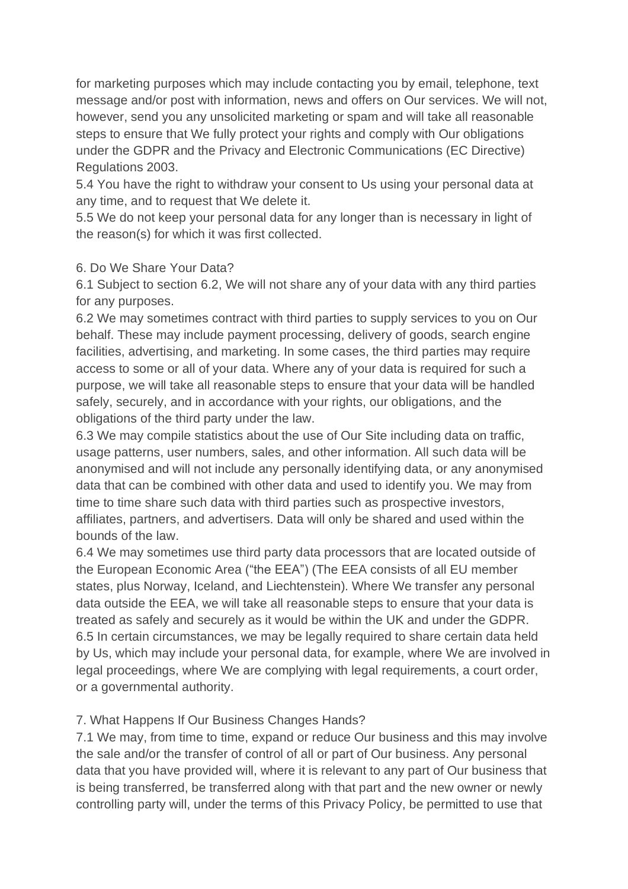for marketing purposes which may include contacting you by email, telephone, text message and/or post with information, news and offers on Our services. We will not, however, send you any unsolicited marketing or spam and will take all reasonable steps to ensure that We fully protect your rights and comply with Our obligations under the GDPR and the Privacy and Electronic Communications (EC Directive) Regulations 2003.

5.4 You have the right to withdraw your consent to Us using your personal data at any time, and to request that We delete it.

5.5 We do not keep your personal data for any longer than is necessary in light of the reason(s) for which it was first collected.

## 6. Do We Share Your Data?

6.1 Subject to section 6.2, We will not share any of your data with any third parties for any purposes.

6.2 We may sometimes contract with third parties to supply services to you on Our behalf. These may include payment processing, delivery of goods, search engine facilities, advertising, and marketing. In some cases, the third parties may require access to some or all of your data. Where any of your data is required for such a purpose, we will take all reasonable steps to ensure that your data will be handled safely, securely, and in accordance with your rights, our obligations, and the obligations of the third party under the law.

6.3 We may compile statistics about the use of Our Site including data on traffic, usage patterns, user numbers, sales, and other information. All such data will be anonymised and will not include any personally identifying data, or any anonymised data that can be combined with other data and used to identify you. We may from time to time share such data with third parties such as prospective investors, affiliates, partners, and advertisers. Data will only be shared and used within the bounds of the law.

6.4 We may sometimes use third party data processors that are located outside of the European Economic Area ("the EEA") (The EEA consists of all EU member states, plus Norway, Iceland, and Liechtenstein). Where We transfer any personal data outside the EEA, we will take all reasonable steps to ensure that your data is treated as safely and securely as it would be within the UK and under the GDPR.

6.5 In certain circumstances, we may be legally required to share certain data held by Us, which may include your personal data, for example, where We are involved in legal proceedings, where We are complying with legal requirements, a court order, or a governmental authority.

## 7. What Happens If Our Business Changes Hands?

7.1 We may, from time to time, expand or reduce Our business and this may involve the sale and/or the transfer of control of all or part of Our business. Any personal data that you have provided will, where it is relevant to any part of Our business that is being transferred, be transferred along with that part and the new owner or newly controlling party will, under the terms of this Privacy Policy, be permitted to use that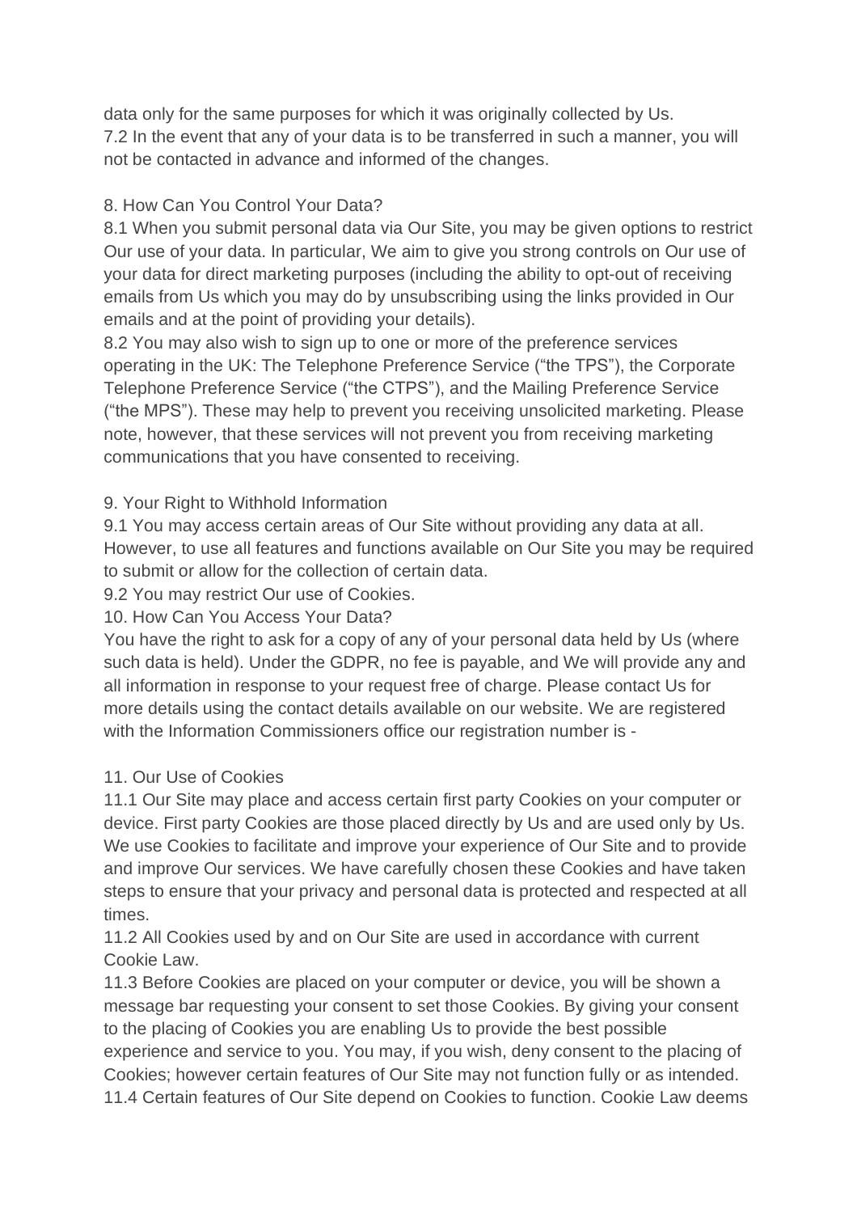data only for the same purposes for which it was originally collected by Us.
7.2 In the event that any of your data is to be transferred in such a manner, you will not be contacted in advance and informed of the changes.

## 8. How Can You Control Your Data?

8.1 When you submit personal data via Our Site, you may be given options to restrict Our use of your data. In particular, We aim to give you strong controls on Our use of your data for direct marketing purposes (including the ability to opt-out of receiving emails from Us which you may do by unsubscribing using the links provided in Our emails and at the point of providing your details).
8.2 You may also wish to sign up to one or more of the preference services operating in the UK: The Telephone Preference Service ("the TPS"), the Corporate Telephone Preference Service ("the CTPS"), and the Mailing Preference Service ("the MPS"). These may help to prevent you receiving unsolicited marketing. Please note, however, that these services will not prevent you from receiving marketing communications that you have consented to receiving.

## 9. Your Right to Withhold Information

9.1 You may access certain areas of Our Site without providing any data at all. However, to use all features and functions available on Our Site you may be required to submit or allow for the collection of certain data.
9.2 You may restrict Our use of Cookies.

## 10. How Can You Access Your Data?

You have the right to ask for a copy of any of your personal data held by Us (where such data is held). Under the GDPR, no fee is payable, and We will provide any and all information in response to your request free of charge. Please contact Us for more details using the contact details available on our website. We are registered with the Information Commissioners office our registration number is -

## 11. Our Use of Cookies

11.1 Our Site may place and access certain first party Cookies on your computer or device. First party Cookies are those placed directly by Us and are used only by Us. We use Cookies to facilitate and improve your experience of Our Site and to provide and improve Our services. We have carefully chosen these Cookies and have taken steps to ensure that your privacy and personal data is protected and respected at all times.
11.2 All Cookies used by and on Our Site are used in accordance with current Cookie Law.
11.3 Before Cookies are placed on your computer or device, you will be shown a message bar requesting your consent to set those Cookies. By giving your consent to the placing of Cookies you are enabling Us to provide the best possible experience and service to you. You may, if you wish, deny consent to the placing of Cookies; however certain features of Our Site may not function fully or as intended.
11.4 Certain features of Our Site depend on Cookies to function. Cookie Law deems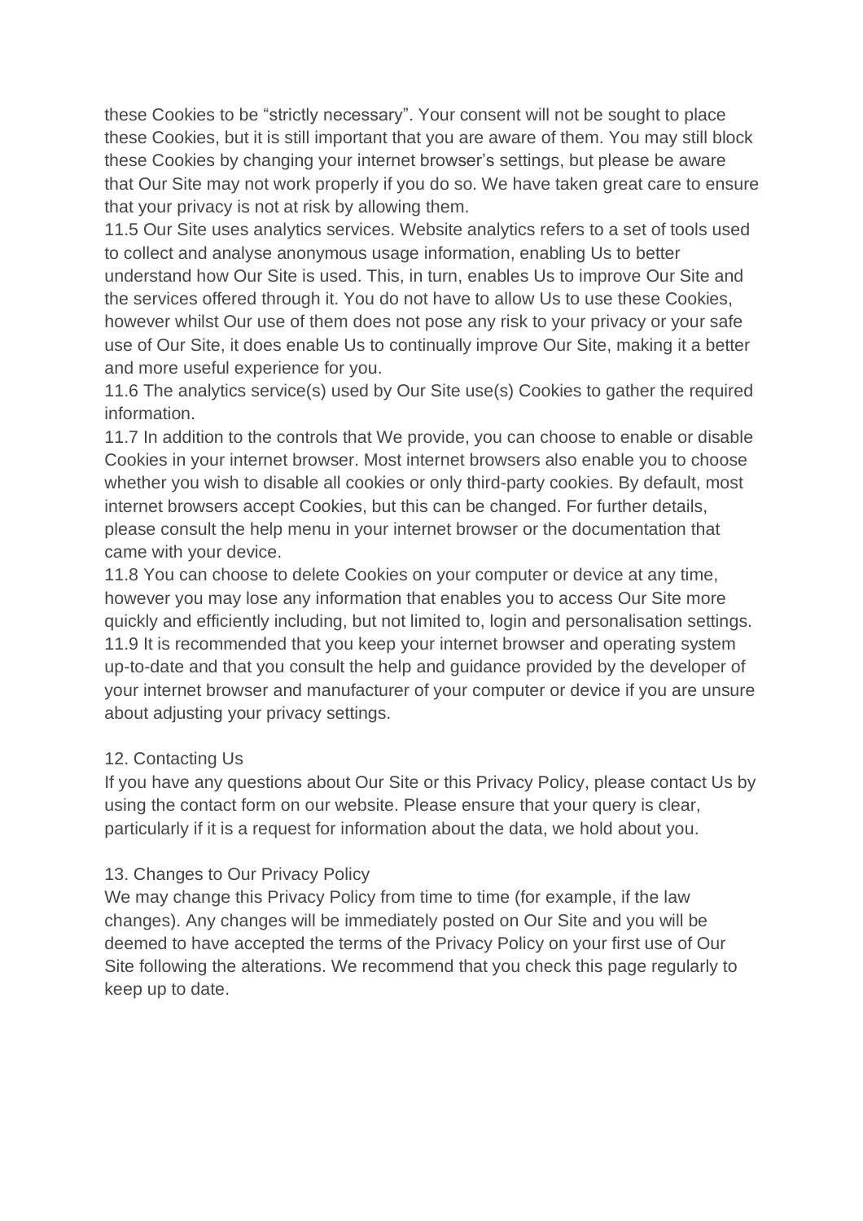these Cookies to be "strictly necessary". Your consent will not be sought to place these Cookies, but it is still important that you are aware of them. You may still block these Cookies by changing your internet browser's settings, but please be aware that Our Site may not work properly if you do so. We have taken great care to ensure that your privacy is not at risk by allowing them.

11.5 Our Site uses analytics services. Website analytics refers to a set of tools used to collect and analyse anonymous usage information, enabling Us to better understand how Our Site is used. This, in turn, enables Us to improve Our Site and the services offered through it. You do not have to allow Us to use these Cookies, however whilst Our use of them does not pose any risk to your privacy or your safe use of Our Site, it does enable Us to continually improve Our Site, making it a better and more useful experience for you.

11.6 The analytics service(s) used by Our Site use(s) Cookies to gather the required information.

11.7 In addition to the controls that We provide, you can choose to enable or disable Cookies in your internet browser. Most internet browsers also enable you to choose whether you wish to disable all cookies or only third-party cookies. By default, most internet browsers accept Cookies, but this can be changed. For further details, please consult the help menu in your internet browser or the documentation that came with your device.

11.8 You can choose to delete Cookies on your computer or device at any time, however you may lose any information that enables you to access Our Site more quickly and efficiently including, but not limited to, login and personalisation settings.

11.9 It is recommended that you keep your internet browser and operating system up-to-date and that you consult the help and guidance provided by the developer of your internet browser and manufacturer of your computer or device if you are unsure about adjusting your privacy settings.

## 12. Contacting Us

If you have any questions about Our Site or this Privacy Policy, please contact Us by using the contact form on our website. Please ensure that your query is clear, particularly if it is a request for information about the data, we hold about you.

## 13. Changes to Our Privacy Policy

We may change this Privacy Policy from time to time (for example, if the law changes). Any changes will be immediately posted on Our Site and you will be deemed to have accepted the terms of the Privacy Policy on your first use of Our Site following the alterations. We recommend that you check this page regularly to keep up to date.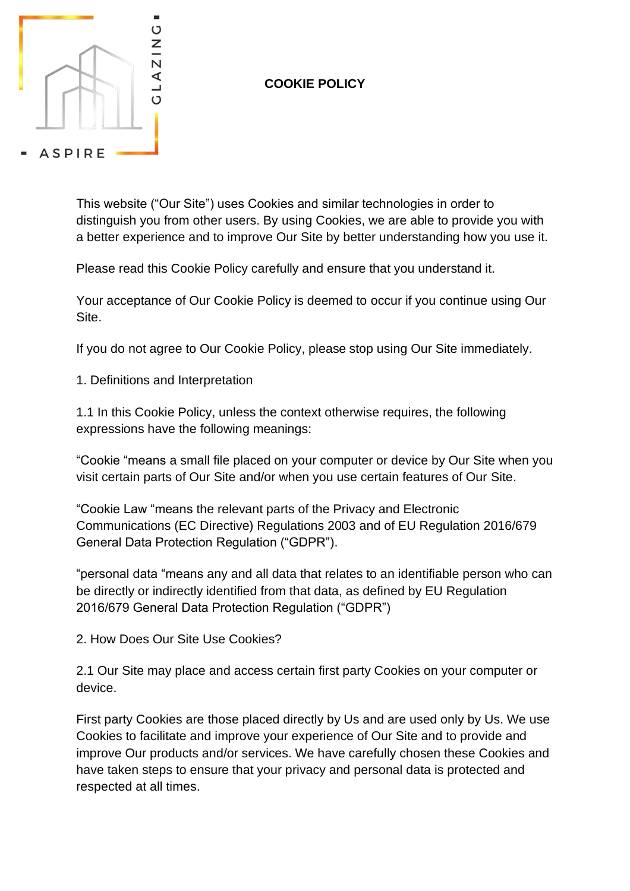**COOKIE POLICY**

This website ("Our Site") uses Cookies and similar technologies in order to distinguish you from other users. By using Cookies, we are able to provide you with a better experience and to improve Our Site by better understanding how you use it.

Please read this Cookie Policy carefully and ensure that you understand it.

Your acceptance of Our Cookie Policy is deemed to occur if you continue using Our Site.

If you do not agree to Our Cookie Policy, please stop using Our Site immediately.

1. Definitions and Interpretation

1.1 In this Cookie Policy, unless the context otherwise requires, the following expressions have the following meanings:

"Cookie "means a small file placed on your computer or device by Our Site when you visit certain parts of Our Site and/or when you use certain features of Our Site.

"Cookie Law "means the relevant parts of the Privacy and Electronic Communications (EC Directive) Regulations 2003 and of EU Regulation 2016/679 General Data Protection Regulation ("GDPR").

"personal data "means any and all data that relates to an identifiable person who can be directly or indirectly identified from that data, as defined by EU Regulation 2016/679 General Data Protection Regulation ("GDPR")

2. How Does Our Site Use Cookies?

2.1 Our Site may place and access certain first party Cookies on your computer or device.

First party Cookies are those placed directly by Us and are used only by Us. We use Cookies to facilitate and improve your experience of Our Site and to provide and improve Our products and/or services. We have carefully chosen these Cookies and have taken steps to ensure that your privacy and personal data is protected and respected at all times.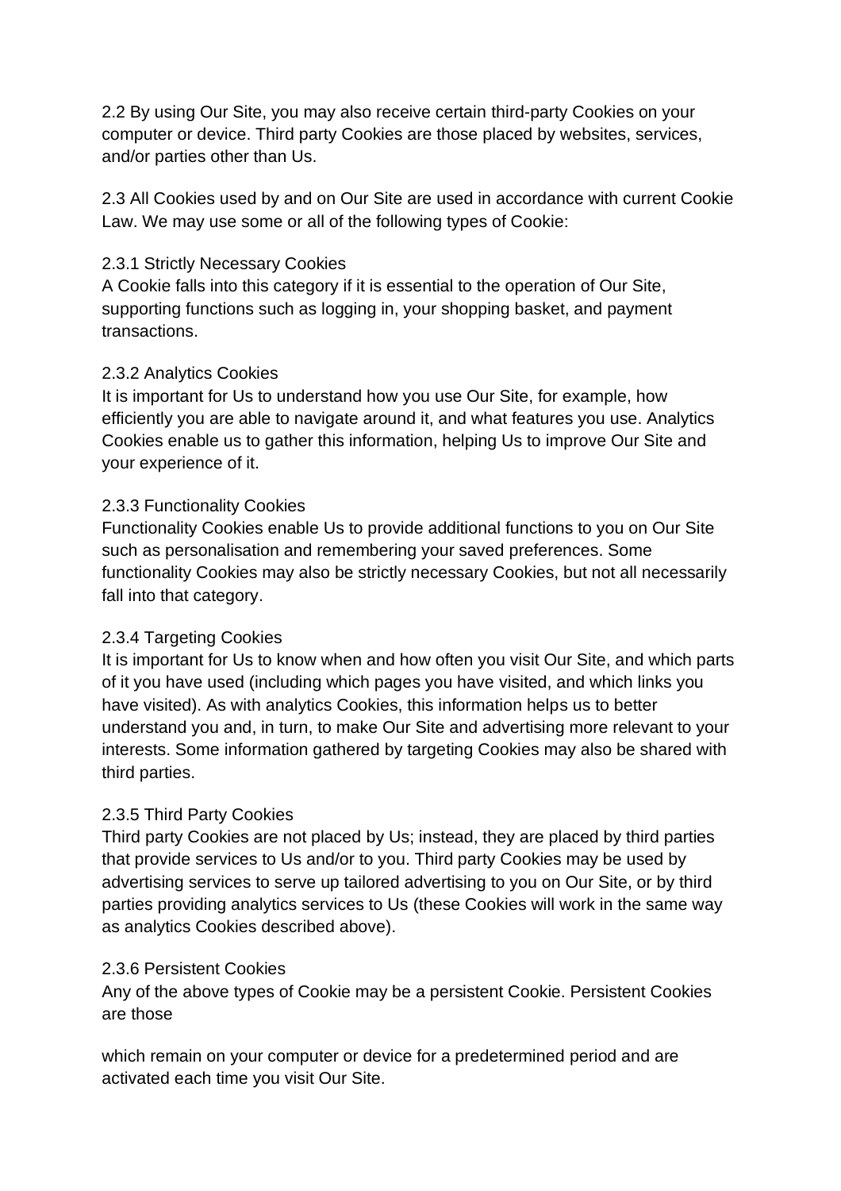2.2 By using Our Site, you may also receive certain third-party Cookies on your computer or device. Third party Cookies are those placed by websites, services, and/or parties other than Us.

2.3 All Cookies used by and on Our Site are used in accordance with current Cookie Law. We may use some or all of the following types of Cookie:

2.3.1 Strictly Necessary Cookies
A Cookie falls into this category if it is essential to the operation of Our Site, supporting functions such as logging in, your shopping basket, and payment transactions.

2.3.2 Analytics Cookies
It is important for Us to understand how you use Our Site, for example, how efficiently you are able to navigate around it, and what features you use. Analytics Cookies enable us to gather this information, helping Us to improve Our Site and your experience of it.

2.3.3 Functionality Cookies
Functionality Cookies enable Us to provide additional functions to you on Our Site such as personalisation and remembering your saved preferences. Some functionality Cookies may also be strictly necessary Cookies, but not all necessarily fall into that category.

2.3.4 Targeting Cookies
It is important for Us to know when and how often you visit Our Site, and which parts of it you have used (including which pages you have visited, and which links you have visited). As with analytics Cookies, this information helps us to better understand you and, in turn, to make Our Site and advertising more relevant to your interests. Some information gathered by targeting Cookies may also be shared with third parties.

2.3.5 Third Party Cookies
Third party Cookies are not placed by Us; instead, they are placed by third parties that provide services to Us and/or to you. Third party Cookies may be used by advertising services to serve up tailored advertising to you on Our Site, or by third parties providing analytics services to Us (these Cookies will work in the same way as analytics Cookies described above).

2.3.6 Persistent Cookies
Any of the above types of Cookie may be a persistent Cookie. Persistent Cookies are those which remain on your computer or device for a predetermined period and are activated each time you visit Our Site.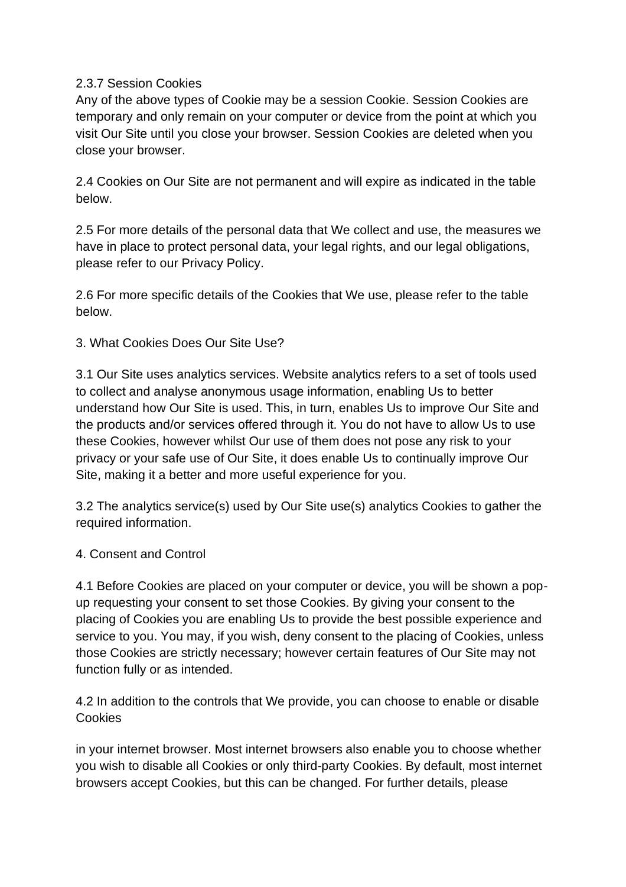2.3.7 Session Cookies

Any of the above types of Cookie may be a session Cookie. Session Cookies are temporary and only remain on your computer or device from the point at which you visit Our Site until you close your browser. Session Cookies are deleted when you close your browser.

2.4 Cookies on Our Site are not permanent and will expire as indicated in the table below.

2.5 For more details of the personal data that We collect and use, the measures we have in place to protect personal data, your legal rights, and our legal obligations, please refer to our Privacy Policy.

2.6 For more specific details of the Cookies that We use, please refer to the table below.

3. What Cookies Does Our Site Use?

3.1 Our Site uses analytics services. Website analytics refers to a set of tools used to collect and analyse anonymous usage information, enabling Us to better understand how Our Site is used. This, in turn, enables Us to improve Our Site and the products and/or services offered through it. You do not have to allow Us to use these Cookies, however whilst Our use of them does not pose any risk to your privacy or your safe use of Our Site, it does enable Us to continually improve Our Site, making it a better and more useful experience for you.

3.2 The analytics service(s) used by Our Site use(s) analytics Cookies to gather the required information.

4. Consent and Control

4.1 Before Cookies are placed on your computer or device, you will be shown a pop-up requesting your consent to set those Cookies. By giving your consent to the placing of Cookies you are enabling Us to provide the best possible experience and service to you. You may, if you wish, deny consent to the placing of Cookies, unless those Cookies are strictly necessary; however certain features of Our Site may not function fully or as intended.

4.2 In addition to the controls that We provide, you can choose to enable or disable Cookies

in your internet browser. Most internet browsers also enable you to choose whether you wish to disable all Cookies or only third-party Cookies. By default, most internet browsers accept Cookies, but this can be changed. For further details, please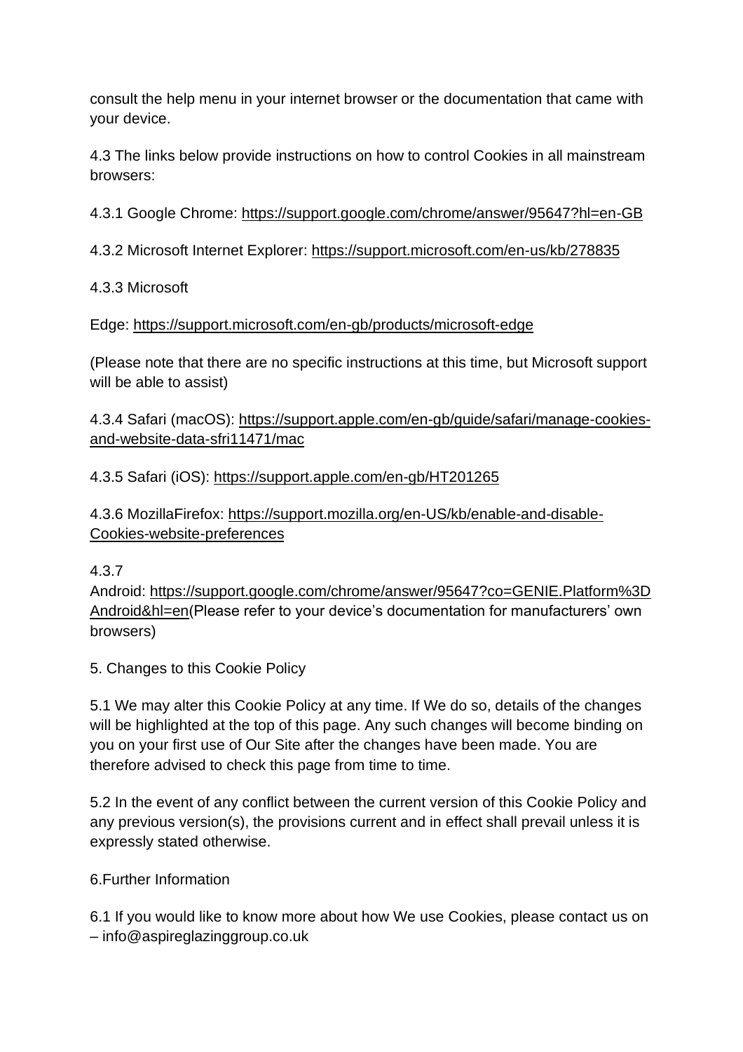consult the help menu in your internet browser or the documentation that came with your device.

4.3 The links below provide instructions on how to control Cookies in all mainstream browsers:

4.3.1 Google Chrome: https://support.google.com/chrome/answer/95647?hl=en-GB

4.3.2 Microsoft Internet Explorer: https://support.microsoft.com/en-us/kb/278835

4.3.3 Microsoft

Edge: https://support.microsoft.com/en-gb/products/microsoft-edge

(Please note that there are no specific instructions at this time, but Microsoft support will be able to assist)

4.3.4 Safari (macOS): https://support.apple.com/en-gb/guide/safari/manage-cookies-and-website-data-sfri11471/mac

4.3.5 Safari (iOS): https://support.apple.com/en-gb/HT201265

4.3.6 MozillaFirefox: https://support.mozilla.org/en-US/kb/enable-and-disable-Cookies-website-preferences

4.3.7

Android: https://support.google.com/chrome/answer/95647?co=GENIE.Platform%3DAndroid&hl=en(Please refer to your device's documentation for manufacturers' own browsers)

5. Changes to this Cookie Policy

5.1 We may alter this Cookie Policy at any time. If We do so, details of the changes will be highlighted at the top of this page. Any such changes will become binding on you on your first use of Our Site after the changes have been made. You are therefore advised to check this page from time to time.

5.2 In the event of any conflict between the current version of this Cookie Policy and any previous version(s), the provisions current and in effect shall prevail unless it is expressly stated otherwise.

6.Further Information

6.1 If you would like to know more about how We use Cookies, please contact us on – info@aspireglazinggroup.co.uk